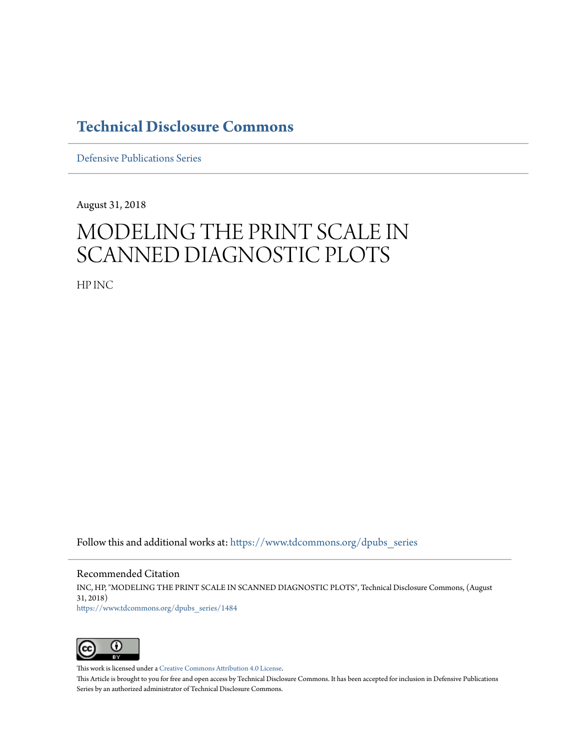# Technical Disclosure Commons

Defensive Publications Series

August 31, 2018

# MODELING THE PRINT SCALE IN SCANNED DIAGNOSTIC PLOTS

HP INC

Follow this and additional works at: https://www.tdcommons.org/dpubs_series

## Recommended Citation

INC, HP, "MODELING THE PRINT SCALE IN SCANNED DIAGNOSTIC PLOTS", Technical Disclosure Commons, (August 31, 2018)
https://www.tdcommons.org/dpubs_series/1484

This work is licensed under a Creative Commons Attribution 4.0 License.

This Article is brought to you for free and open access by Technical Disclosure Commons. It has been accepted for inclusion in Defensive Publications Series by an authorized administrator of Technical Disclosure Commons.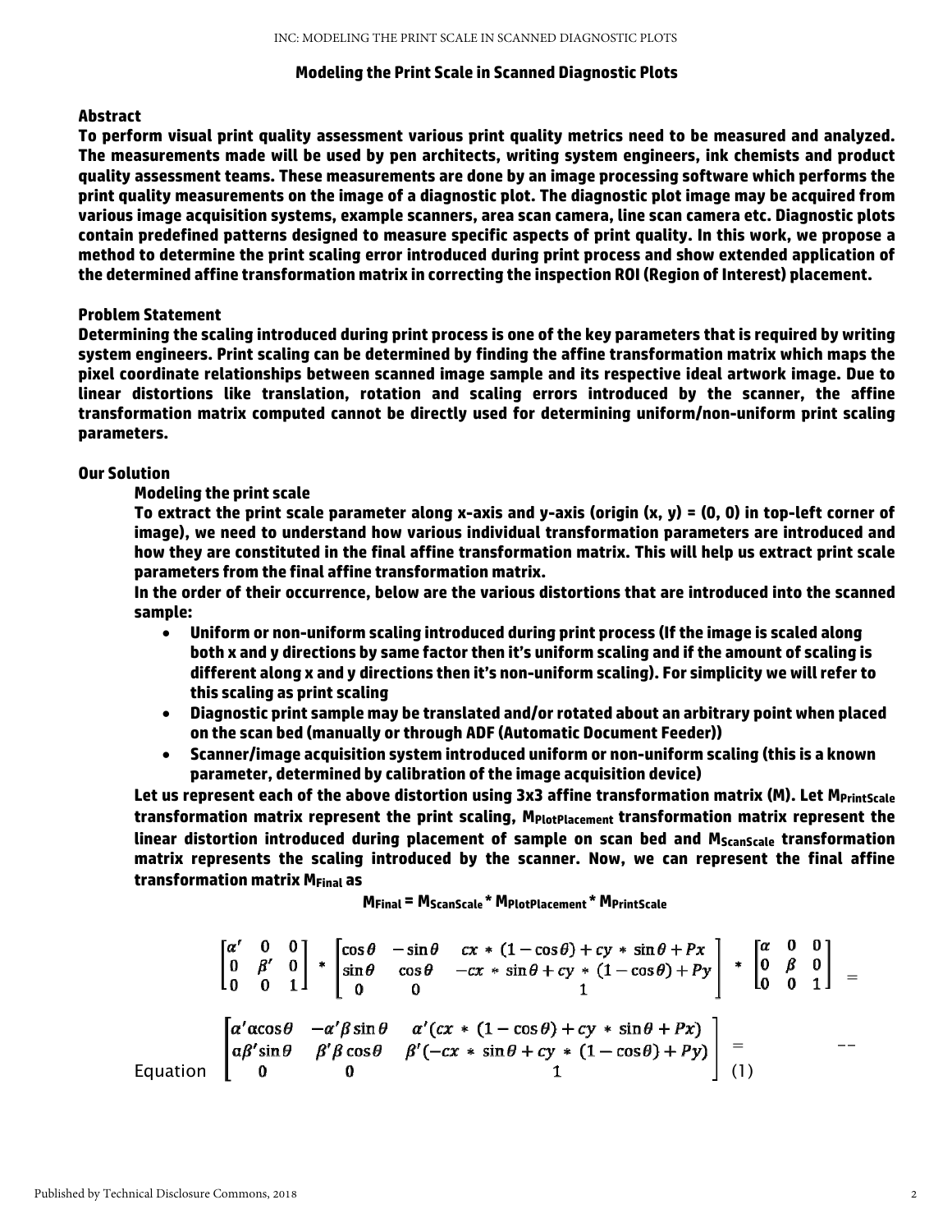## Modeling the Print Scale in Scanned Diagnostic Plots

### Abstract

**To perform visual print quality assessment various print quality metrics need to be measured and analyzed. The measurements made will be used by pen architects, writing system engineers, ink chemists and product quality assessment teams. These measurements are done by an image processing software which performs the print quality measurements on the image of a diagnostic plot. The diagnostic plot image may be acquired from various image acquisition systems, example scanners, area scan camera, line scan camera etc. Diagnostic plots contain predefined patterns designed to measure specific aspects of print quality. In this work, we propose a method to determine the print scaling error introduced during print process and show extended application of the determined affine transformation matrix in correcting the inspection ROI (Region of Interest) placement.**

### Problem Statement

**Determining the scaling introduced during print process is one of the key parameters that is required by writing system engineers. Print scaling can be determined by finding the affine transformation matrix which maps the pixel coordinate relationships between scanned image sample and its respective ideal artwork image. Due to linear distortions like translation, rotation and scaling errors introduced by the scanner, the affine transformation matrix computed cannot be directly used for determining uniform/non-uniform print scaling parameters.**

### Our Solution

**Modeling the print scale**

**To extract the print scale parameter along x-axis and y-axis (origin (x, y) = (0, 0) in top-left corner of image), we need to understand how various individual transformation parameters are introduced and how they are constituted in the final affine transformation matrix. This will help us extract print scale parameters from the final affine transformation matrix.**

**In the order of their occurrence, below are the various distortions that are introduced into the scanned sample:**

- **Uniform or non-uniform scaling introduced during print process (If the image is scaled along both x and y directions by same factor then it's uniform scaling and if the amount of scaling is different along x and y directions then it's non-uniform scaling). For simplicity we will refer to this scaling as print scaling**
- **Diagnostic print sample may be translated and/or rotated about an arbitrary point when placed on the scan bed (manually or through ADF (Automatic Document Feeder))**
- **Scanner/image acquisition system introduced uniform or non-uniform scaling (this is a known parameter, determined by calibration of the image acquisition device)**

**Let us represent each of the above distortion using 3x3 affine transformation matrix (M). Let $M_{PrintScale}$ transformation matrix represent the print scaling, $M_{PlotPlacement}$ transformation matrix represent the linear distortion introduced during placement of sample on scan bed and $M_{ScanScale}$ transformation matrix represents the scaling introduced by the scanner. Now, we can represent the final affine transformation matrix $M_{Final}$ as**

$$M_{Final} = M_{ScanScale} * M_{PlotPlacement} * M_{PrintScale}$$

$$\begin{bmatrix} \alpha' & 0 & 0 \\ 0 & \beta' & 0 \\ 0 & 0 & 1 \end{bmatrix} * \begin{bmatrix} \cos\theta & -\sin\theta & cx * (1-\cos\theta) + cy * \sin\theta + Px \\ \sin\theta & \cos\theta & -cx * \sin\theta + cy * (1-\cos\theta) + Py \\ 0 & 0 & 1 \end{bmatrix} * \begin{bmatrix} \alpha & 0 & 0 \\ 0 & \beta & 0 \\ 0 & 0 & 1 \end{bmatrix} =$$

Equation
$$\begin{bmatrix} \alpha'\alpha\cos\theta & -\alpha'\beta\sin\theta & \alpha'(cx * (1-\cos\theta) + cy * \sin\theta + Px) \\ \alpha\beta'\sin\theta & \beta'\beta\cos\theta & \beta'(-cx * \sin\theta + cy * (1-\cos\theta) + Py) \\ 0 & 0 & 1 \end{bmatrix} = \quad \text{--} \quad (1)$$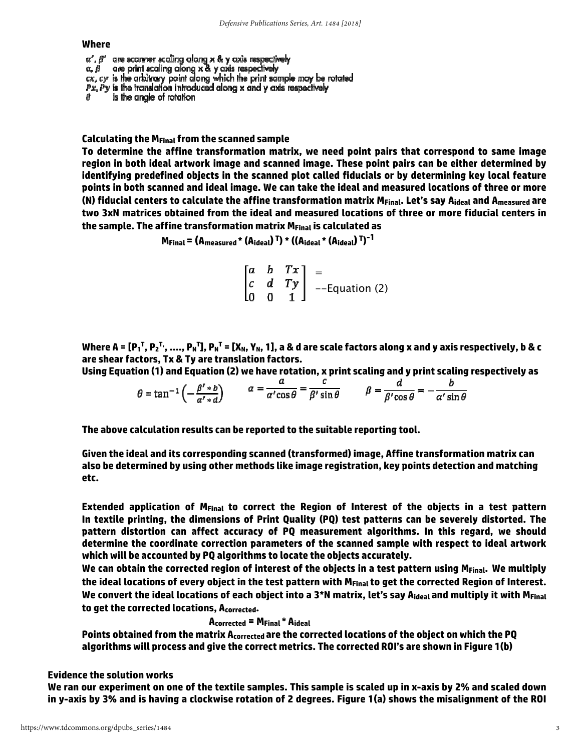**Where**

$\alpha', \beta'$ are scanner scaling along x & y axis respectively
$\alpha, \beta$ are print scaling along x & y axis respectively
$cx, cy$ is the arbitrary point along which the print sample may be rotated
$Px, Py$ is the translation introduced along x and y axis respectively
$\theta$ is the angle of rotation

**Calculating the $M_{Final}$ from the scanned sample**

**To determine the affine transformation matrix, we need point pairs that correspond to same image region in both ideal artwork image and scanned image. These point pairs can be either determined by identifying predefined objects in the scanned plot called fiducials or by determining key local feature points in both scanned and ideal image. We can take the ideal and measured locations of three or more (N) fiducial centers to calculate the affine transformation matrix $M_{Final}$. Let's say $A_{ideal}$ and $A_{measured}$ are two 3xN matrices obtained from the ideal and measured locations of three or more fiducial centers in the sample. The affine transformation matrix $M_{Final}$ is calculated as**

$$M_{Final} = (A_{measured} * (A_{ideal})^T) * ((A_{ideal} * (A_{ideal})^T)^{-1}$$

$$\begin{bmatrix} a & b & Tx \\ c & d & Ty \\ 0 & 0 & 1 \end{bmatrix} = \quad \text{--Equation (2)}$$

**Where $A = [P_1^T, P_2^T, \ldots, P_N^T]$, $P_N^T = [X_N, Y_N, 1]$, a & d are scale factors along x and y axis respectively, b & c are shear factors, Tx & Ty are translation factors.**

**Using Equation (1) and Equation (2) we have rotation, x print scaling and y print scaling respectively as**

$$\theta = \tan^{-1}\left(-\frac{\beta' * b}{\alpha' * d}\right) \qquad \alpha = \frac{a}{\alpha' \cos\theta} = \frac{c}{\beta' \sin\theta} \qquad \beta = \frac{d}{\beta' \cos\theta} = -\frac{b}{\alpha' \sin\theta}$$

**The above calculation results can be reported to the suitable reporting tool.**

**Given the ideal and its corresponding scanned (transformed) image, Affine transformation matrix can also be determined by using other methods like image registration, key points detection and matching etc.**

**Extended application of $M_{Final}$ to correct the Region of Interest of the objects in a test pattern**

**In textile printing, the dimensions of Print Quality (PQ) test patterns can be severely distorted. The pattern distortion can affect accuracy of PQ measurement algorithms. In this regard, we should determine the coordinate correction parameters of the scanned sample with respect to ideal artwork which will be accounted by PQ algorithms to locate the objects accurately.**

**We can obtain the corrected region of interest of the objects in a test pattern using $M_{Final}$. We multiply the ideal locations of every object in the test pattern with $M_{Final}$ to get the corrected Region of Interest. We convert the ideal locations of each object into a 3*N matrix, let's say $A_{ideal}$ and multiply it with $M_{Final}$ to get the corrected locations, $A_{corrected}$.**

$$A_{corrected} = M_{Final} * A_{ideal}$$

**Points obtained from the matrix $A_{corrected}$ are the corrected locations of the object on which the PQ algorithms will process and give the correct metrics. The corrected ROI's are shown in Figure 1(b)**

**Evidence the solution works**

**We ran our experiment on one of the textile samples. This sample is scaled up in x-axis by 2% and scaled down in y-axis by 3% and is having a clockwise rotation of 2 degrees. Figure 1(a) shows the misalignment of the ROI**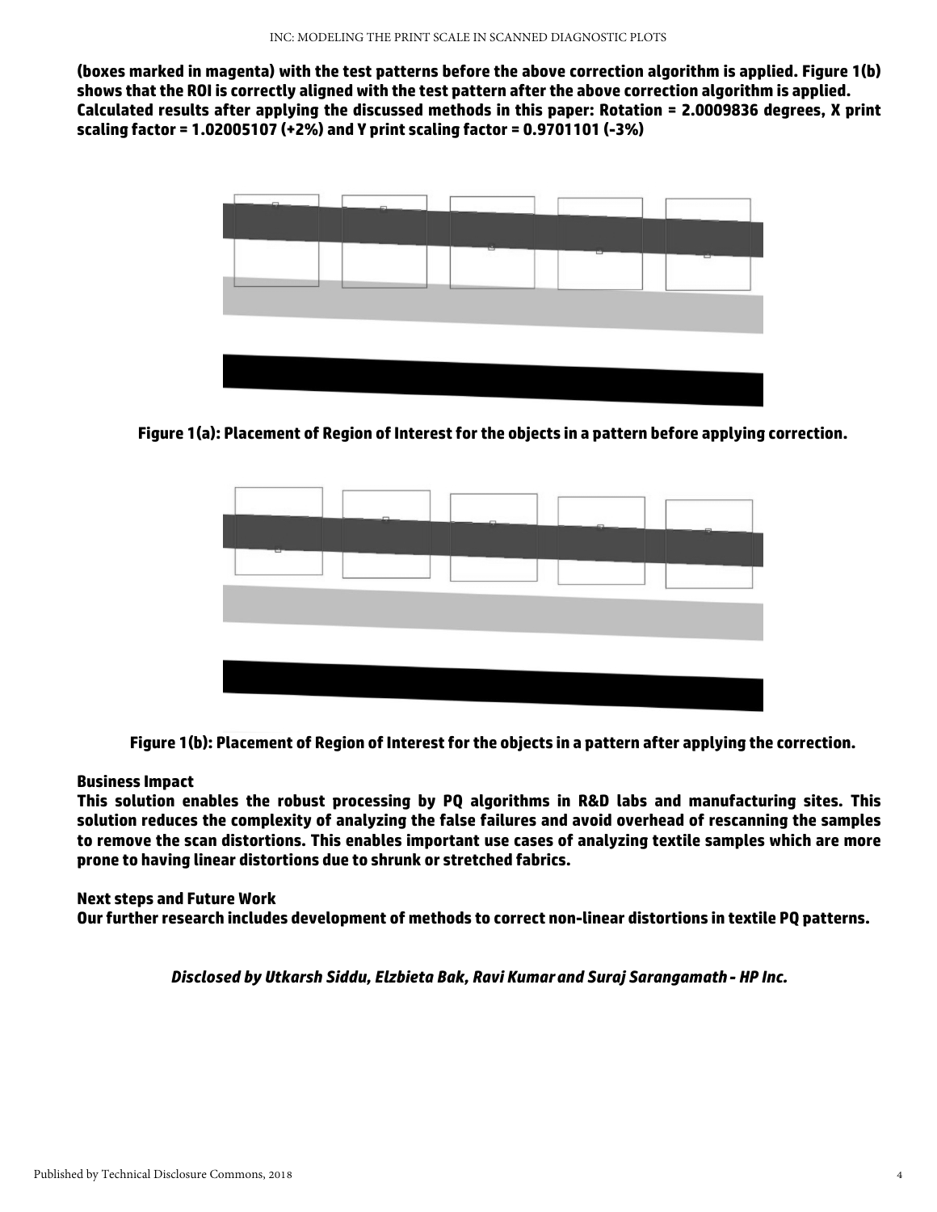**(boxes marked in magenta) with the test patterns before the above correction algorithm is applied. Figure 1(b) shows that the ROI is correctly aligned with the test pattern after the above correction algorithm is applied. Calculated results after applying the discussed methods in this paper: Rotation = 2.0009836 degrees, X print scaling factor = 1.02005107 (+2%) and Y print scaling factor = 0.9701101 (-3%)**

**Figure 1(a): Placement of Region of Interest for the objects in a pattern before applying correction.**

**Figure 1(b): Placement of Region of Interest for the objects in a pattern after applying the correction.**

**Business Impact**

**This solution enables the robust processing by PQ algorithms in R&D labs and manufacturing sites. This solution reduces the complexity of analyzing the false failures and avoid overhead of rescanning the samples to remove the scan distortions. This enables important use cases of analyzing textile samples which are more prone to having linear distortions due to shrunk or stretched fabrics.**

**Next steps and Future Work**

**Our further research includes development of methods to correct non-linear distortions in textile PQ patterns.**

***Disclosed by Utkarsh Siddu, Elzbieta Bak, Ravi Kumar and Suraj Sarangamath - HP Inc.***